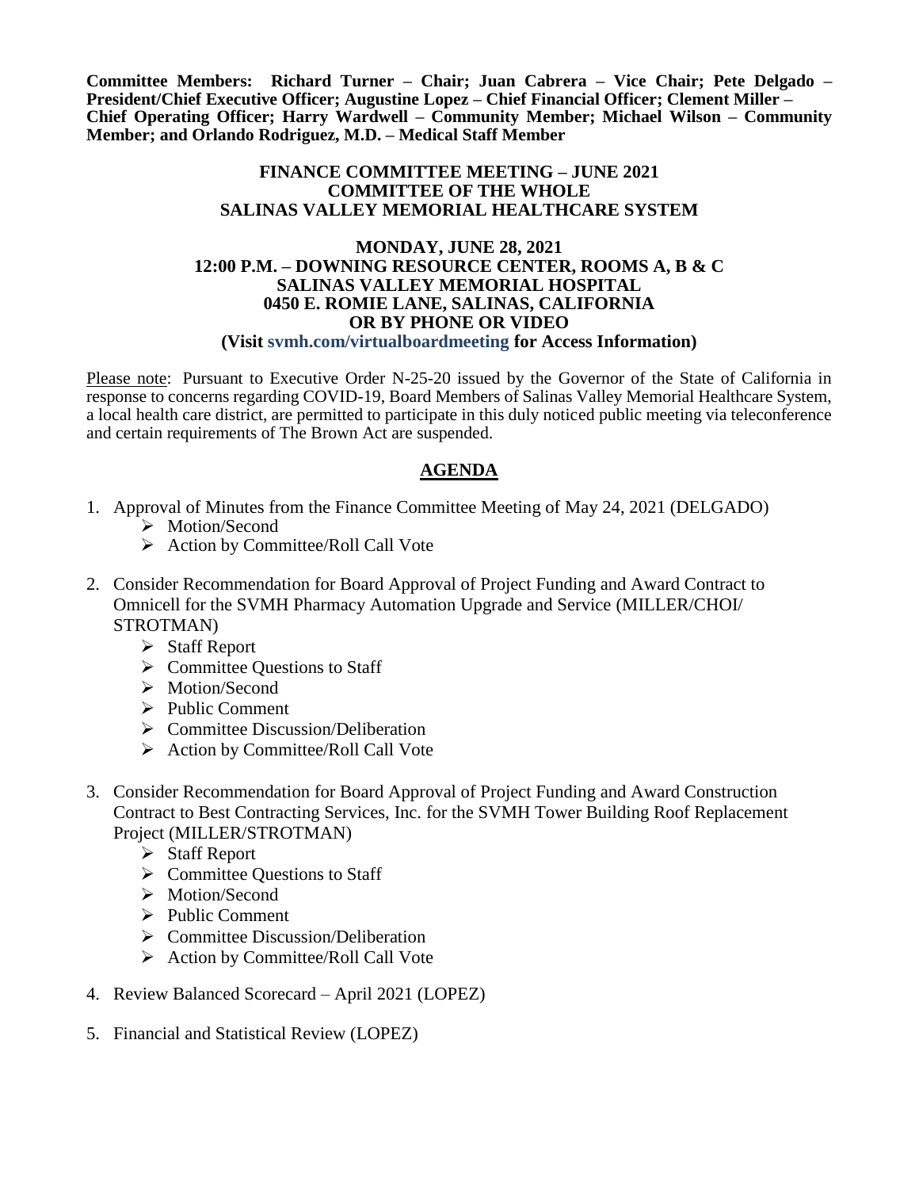**Committee Members: Richard Turner – Chair; Juan Cabrera – Vice Chair; Pete Delgado – President/Chief Executive Officer; Augustine Lopez – Chief Financial Officer; Clement Miller – Chief Operating Officer; Harry Wardwell – Community Member; Michael Wilson – Community Member; and Orlando Rodriguez, M.D. – Medical Staff Member**

**FINANCE COMMITTEE MEETING – JUNE 2021**
**COMMITTEE OF THE WHOLE**
**SALINAS VALLEY MEMORIAL HEALTHCARE SYSTEM**

**MONDAY, JUNE 28, 2021**
**12:00 P.M. – DOWNING RESOURCE CENTER, ROOMS A, B & C**
**SALINAS VALLEY MEMORIAL HOSPITAL**
**0450 E. ROMIE LANE, SALINAS, CALIFORNIA**
**OR BY PHONE OR VIDEO**
**(Visit svmh.com/virtualboardmeeting for Access Information)**

Please note: Pursuant to Executive Order N-25-20 issued by the Governor of the State of California in response to concerns regarding COVID-19, Board Members of Salinas Valley Memorial Healthcare System, a local health care district, are permitted to participate in this duly noticed public meeting via teleconference and certain requirements of The Brown Act are suspended.

## AGENDA

1. Approval of Minutes from the Finance Committee Meeting of May 24, 2021 (DELGADO)
   - Motion/Second
   - Action by Committee/Roll Call Vote

2. Consider Recommendation for Board Approval of Project Funding and Award Contract to Omnicell for the SVMH Pharmacy Automation Upgrade and Service (MILLER/CHOI/ STROTMAN)
   - Staff Report
   - Committee Questions to Staff
   - Motion/Second
   - Public Comment
   - Committee Discussion/Deliberation
   - Action by Committee/Roll Call Vote

3. Consider Recommendation for Board Approval of Project Funding and Award Construction Contract to Best Contracting Services, Inc. for the SVMH Tower Building Roof Replacement Project (MILLER/STROTMAN)
   - Staff Report
   - Committee Questions to Staff
   - Motion/Second
   - Public Comment
   - Committee Discussion/Deliberation
   - Action by Committee/Roll Call Vote

4. Review Balanced Scorecard – April 2021 (LOPEZ)

5. Financial and Statistical Review (LOPEZ)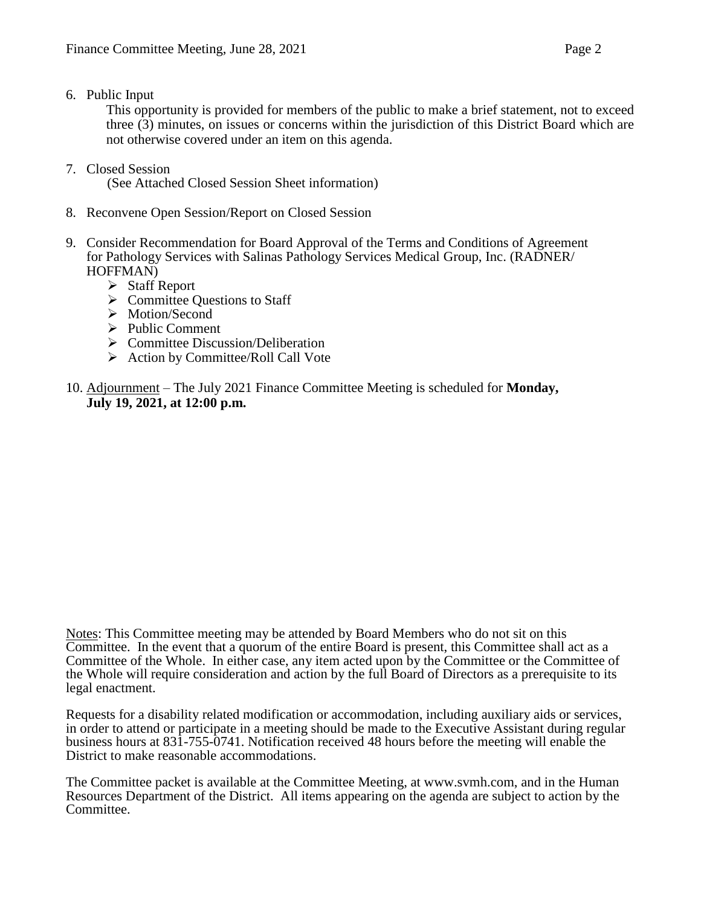6. Public Input

   This opportunity is provided for members of the public to make a brief statement, not to exceed three (3) minutes, on issues or concerns within the jurisdiction of this District Board which are not otherwise covered under an item on this agenda.

7. Closed Session

   (See Attached Closed Session Sheet information)

8. Reconvene Open Session/Report on Closed Session

9. Consider Recommendation for Board Approval of the Terms and Conditions of Agreement for Pathology Services with Salinas Pathology Services Medical Group, Inc. (RADNER/ HOFFMAN)
   - Staff Report
   - Committee Questions to Staff
   - Motion/Second
   - Public Comment
   - Committee Discussion/Deliberation
   - Action by Committee/Roll Call Vote

10. Adjournment – The July 2021 Finance Committee Meeting is scheduled for **Monday, July 19, 2021, at 12:00 p.m.**

Notes: This Committee meeting may be attended by Board Members who do not sit on this Committee. In the event that a quorum of the entire Board is present, this Committee shall act as a Committee of the Whole. In either case, any item acted upon by the Committee or the Committee of the Whole will require consideration and action by the full Board of Directors as a prerequisite to its legal enactment.

Requests for a disability related modification or accommodation, including auxiliary aids or services, in order to attend or participate in a meeting should be made to the Executive Assistant during regular business hours at 831-755-0741. Notification received 48 hours before the meeting will enable the District to make reasonable accommodations.

The Committee packet is available at the Committee Meeting, at www.svmh.com, and in the Human Resources Department of the District. All items appearing on the agenda are subject to action by the Committee.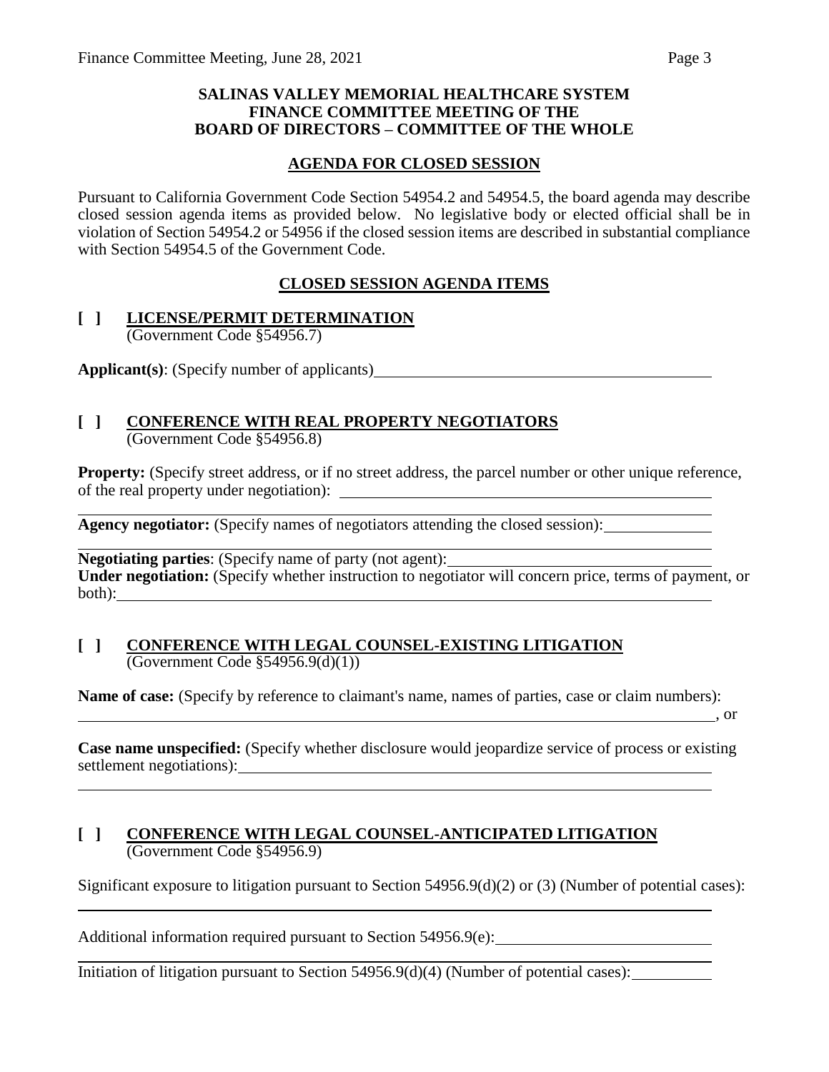**SALINAS VALLEY MEMORIAL HEALTHCARE SYSTEM**
**FINANCE COMMITTEE MEETING OF THE**
**BOARD OF DIRECTORS – COMMITTEE OF THE WHOLE**

## AGENDA FOR CLOSED SESSION

Pursuant to California Government Code Section 54954.2 and 54954.5, the board agenda may describe closed session agenda items as provided below. No legislative body or elected official shall be in violation of Section 54954.2 or 54956 if the closed session items are described in substantial compliance with Section 54954.5 of the Government Code.

## CLOSED SESSION AGENDA ITEMS

### [ ] LICENSE/PERMIT DETERMINATION
(Government Code §54956.7)

**Applicant(s)**: (Specify number of applicants)

### [ ] CONFERENCE WITH REAL PROPERTY NEGOTIATORS
(Government Code §54956.8)

**Property:** (Specify street address, or if no street address, the parcel number or other unique reference, of the real property under negotiation):

**Agency negotiator:** (Specify names of negotiators attending the closed session):

**Negotiating parties**: (Specify name of party (not agent):
**Under negotiation:** (Specify whether instruction to negotiator will concern price, terms of payment, or both):

### [ ] CONFERENCE WITH LEGAL COUNSEL-EXISTING LITIGATION
(Government Code §54956.9(d)(1))

**Name of case:** (Specify by reference to claimant's name, names of parties, case or claim numbers):
, or

**Case name unspecified:** (Specify whether disclosure would jeopardize service of process or existing settlement negotiations):

### [ ] CONFERENCE WITH LEGAL COUNSEL-ANTICIPATED LITIGATION
(Government Code §54956.9)

Significant exposure to litigation pursuant to Section 54956.9(d)(2) or (3) (Number of potential cases):

Additional information required pursuant to Section 54956.9(e):

Initiation of litigation pursuant to Section 54956.9(d)(4) (Number of potential cases):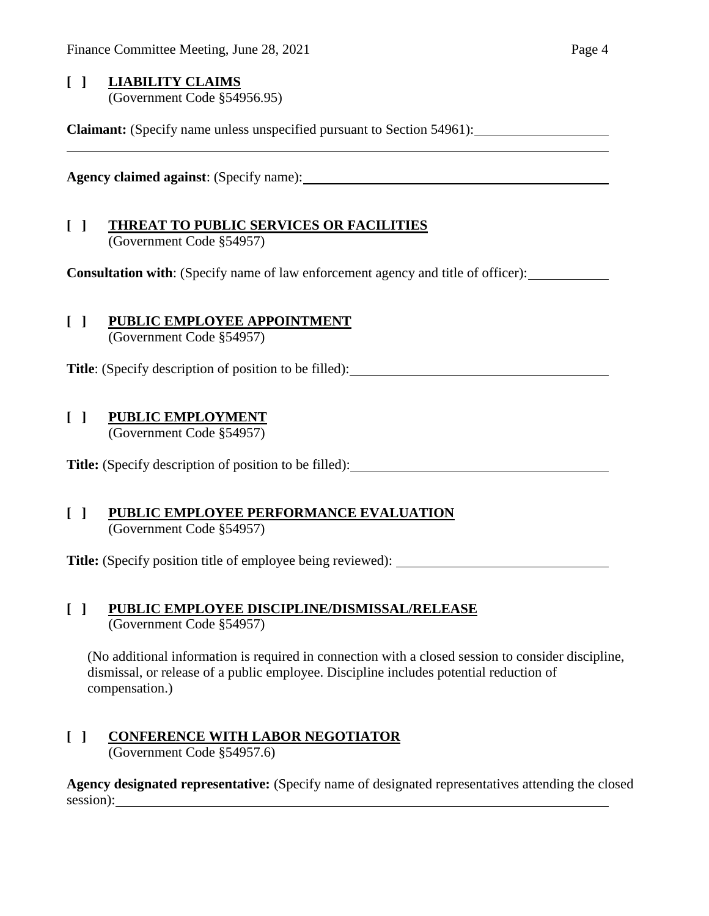**[ ] LIABILITY CLAIMS**
(Government Code §54956.95)

**Claimant:** (Specify name unless unspecified pursuant to Section 54961): ____________________

____________________________________________________________

**Agency claimed against**: (Specify name): ____________________________________________

**[ ] THREAT TO PUBLIC SERVICES OR FACILITIES**
(Government Code §54957)

**Consultation with**: (Specify name of law enforcement agency and title of officer): ____________

**[ ] PUBLIC EMPLOYEE APPOINTMENT**
(Government Code §54957)

**Title**: (Specify description of position to be filled): ______________________________________

**[ ] PUBLIC EMPLOYMENT**
(Government Code §54957)

**Title:** (Specify description of position to be filled): ______________________________________

**[ ] PUBLIC EMPLOYEE PERFORMANCE EVALUATION**
(Government Code §54957)

**Title:** (Specify position title of employee being reviewed): ________________________________

**[ ] PUBLIC EMPLOYEE DISCIPLINE/DISMISSAL/RELEASE**
(Government Code §54957)

(No additional information is required in connection with a closed session to consider discipline, dismissal, or release of a public employee. Discipline includes potential reduction of compensation.)

**[ ] CONFERENCE WITH LABOR NEGOTIATOR**
(Government Code §54957.6)

**Agency designated representative:** (Specify name of designated representatives attending the closed session): ____________________________________________________________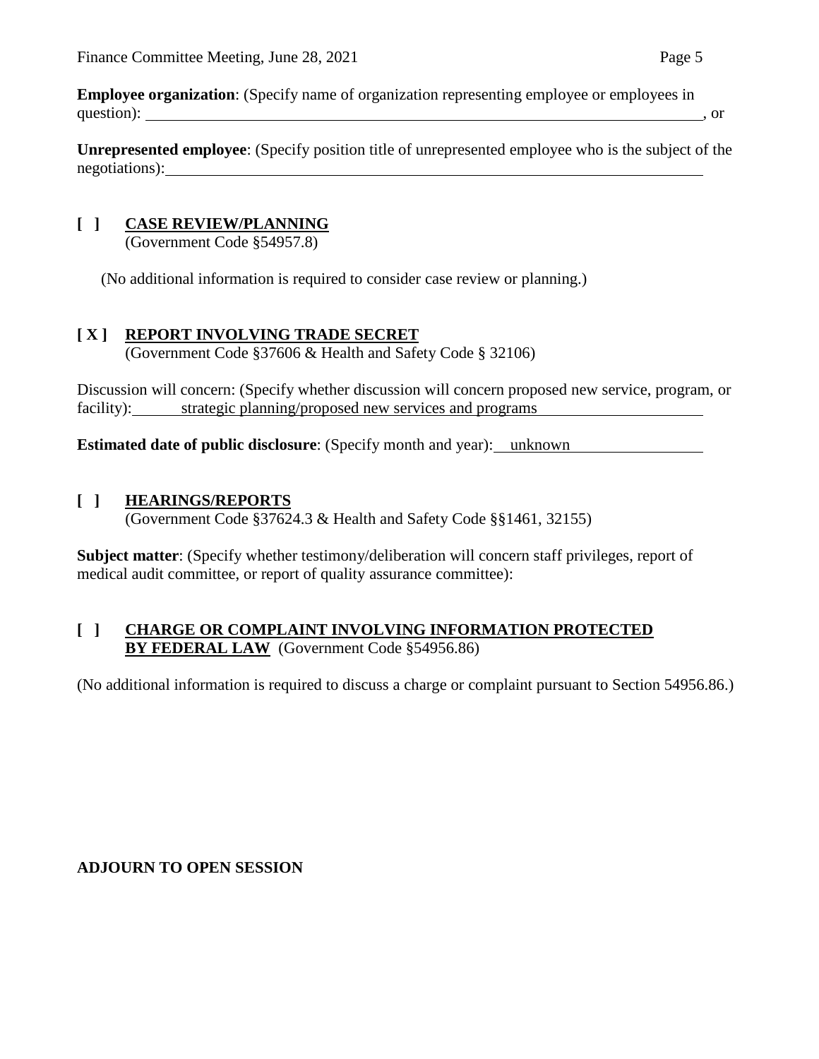**Employee organization**: (Specify name of organization representing employee or employees in question): \_\_\_\_\_\_\_\_\_\_\_\_\_\_\_\_\_\_\_\_\_\_\_\_\_\_\_\_\_\_\_\_\_\_\_\_\_\_\_\_\_\_\_\_\_\_\_\_\_\_\_\_, or

**Unrepresented employee**: (Specify position title of unrepresented employee who is the subject of the negotiations):\_\_\_\_\_\_\_\_\_\_\_\_\_\_\_\_\_\_\_\_\_\_\_\_\_\_\_\_\_\_\_\_\_\_\_\_\_\_\_\_\_\_\_\_\_\_\_\_\_\_\_\_

**[ ] CASE REVIEW/PLANNING**
(Government Code §54957.8)

(No additional information is required to consider case review or planning.)

**[ X ] REPORT INVOLVING TRADE SECRET**
(Government Code §37606 & Health and Safety Code § 32106)

Discussion will concern: (Specify whether discussion will concern proposed new service, program, or facility): strategic planning/proposed new services and programs

**Estimated date of public disclosure**: (Specify month and year): unknown

**[ ] HEARINGS/REPORTS**
(Government Code §37624.3 & Health and Safety Code §§1461, 32155)

**Subject matter**: (Specify whether testimony/deliberation will concern staff privileges, report of medical audit committee, or report of quality assurance committee):

**[ ] CHARGE OR COMPLAINT INVOLVING INFORMATION PROTECTED BY FEDERAL LAW** (Government Code §54956.86)

(No additional information is required to discuss a charge or complaint pursuant to Section 54956.86.)

**ADJOURN TO OPEN SESSION**